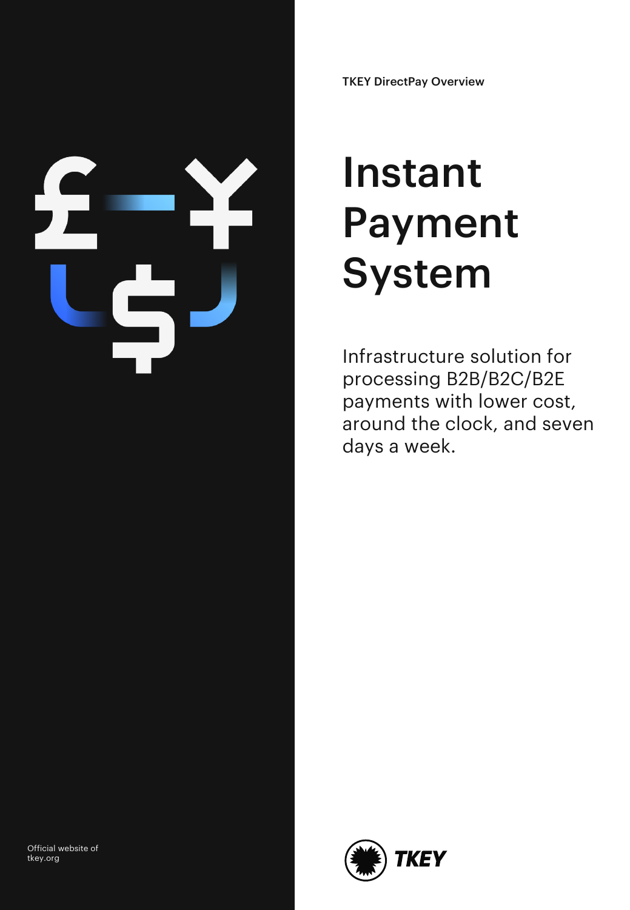TKEY DirectPay Overview

# Instant Payment System

Infrastructure solution for processing B2B/B2C/B2E payments with lower cost, around the clock, and seven days a week.

Official website of tkey.org

TKEY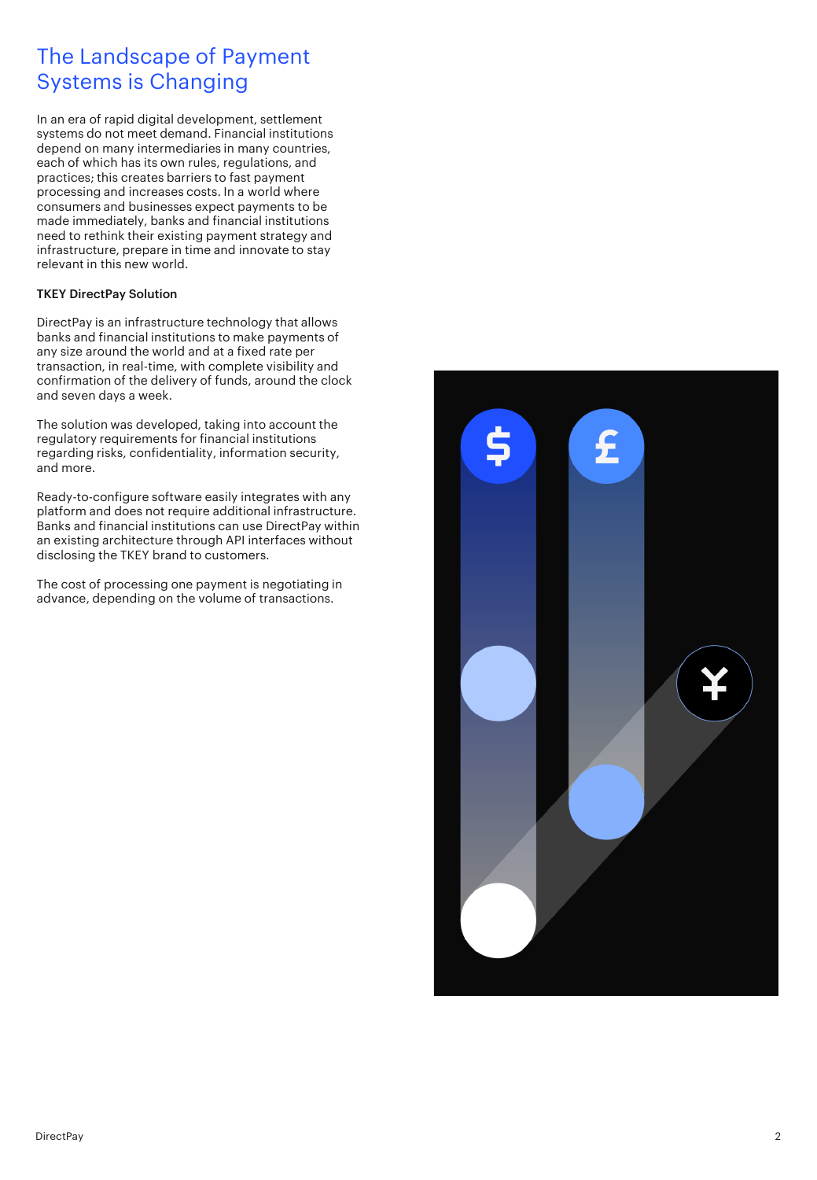# The Landscape of Payment Systems is Changing

In an era of rapid digital development, settlement systems do not meet demand. Financial institutions depend on many intermediaries in many countries, each of which has its own rules, regulations, and practices; this creates barriers to fast payment processing and increases costs. In a world where consumers and businesses expect payments to be made immediately, banks and financial institutions need to rethink their existing payment strategy and infrastructure, prepare in time and innovate to stay relevant in this new world.

**TKEY DirectPay Solution**

DirectPay is an infrastructure technology that allows banks and financial institutions to make payments of any size around the world and at a fixed rate per transaction, in real-time, with complete visibility and confirmation of the delivery of funds, around the clock and seven days a week.

The solution was developed, taking into account the regulatory requirements for financial institutions regarding risks, confidentiality, information security, and more.

Ready-to-configure software easily integrates with any platform and does not require additional infrastructure. Banks and financial institutions can use DirectPay within an existing architecture through API interfaces without disclosing the TKEY brand to customers.

The cost of processing one payment is negotiating in advance, depending on the volume of transactions.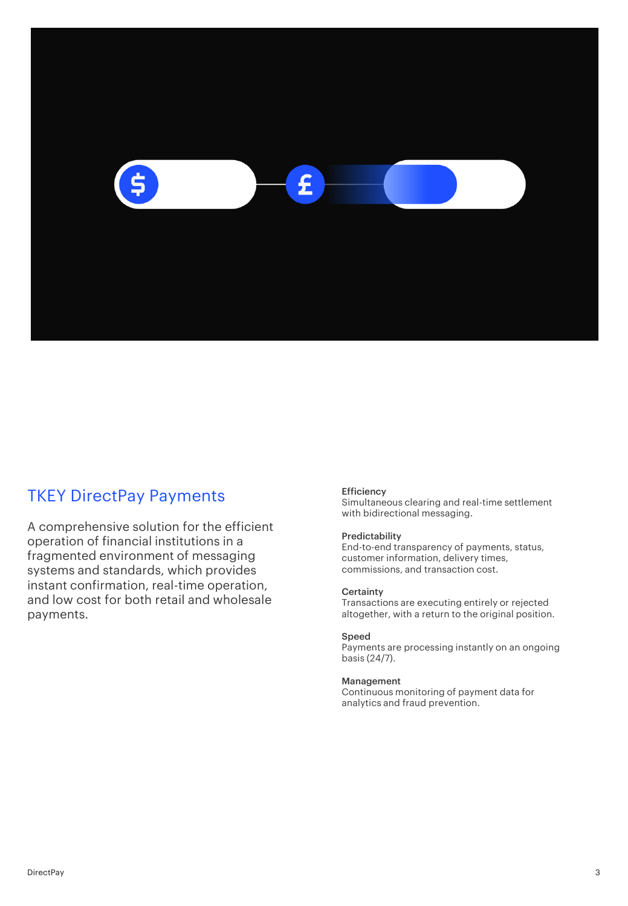## TKEY DirectPay Payments

A comprehensive solution for the efficient operation of financial institutions in a fragmented environment of messaging systems and standards, which provides instant confirmation, real-time operation, and low cost for both retail and wholesale payments.

**Efficiency**
Simultaneous clearing and real-time settlement with bidirectional messaging.

**Predictability**
End-to-end transparency of payments, status, customer information, delivery times, commissions, and transaction cost.

**Certainty**
Transactions are executing entirely or rejected altogether, with a return to the original position.

**Speed**
Payments are processing instantly on an ongoing basis (24/7).

**Management**
Continuous monitoring of payment data for analytics and fraud prevention.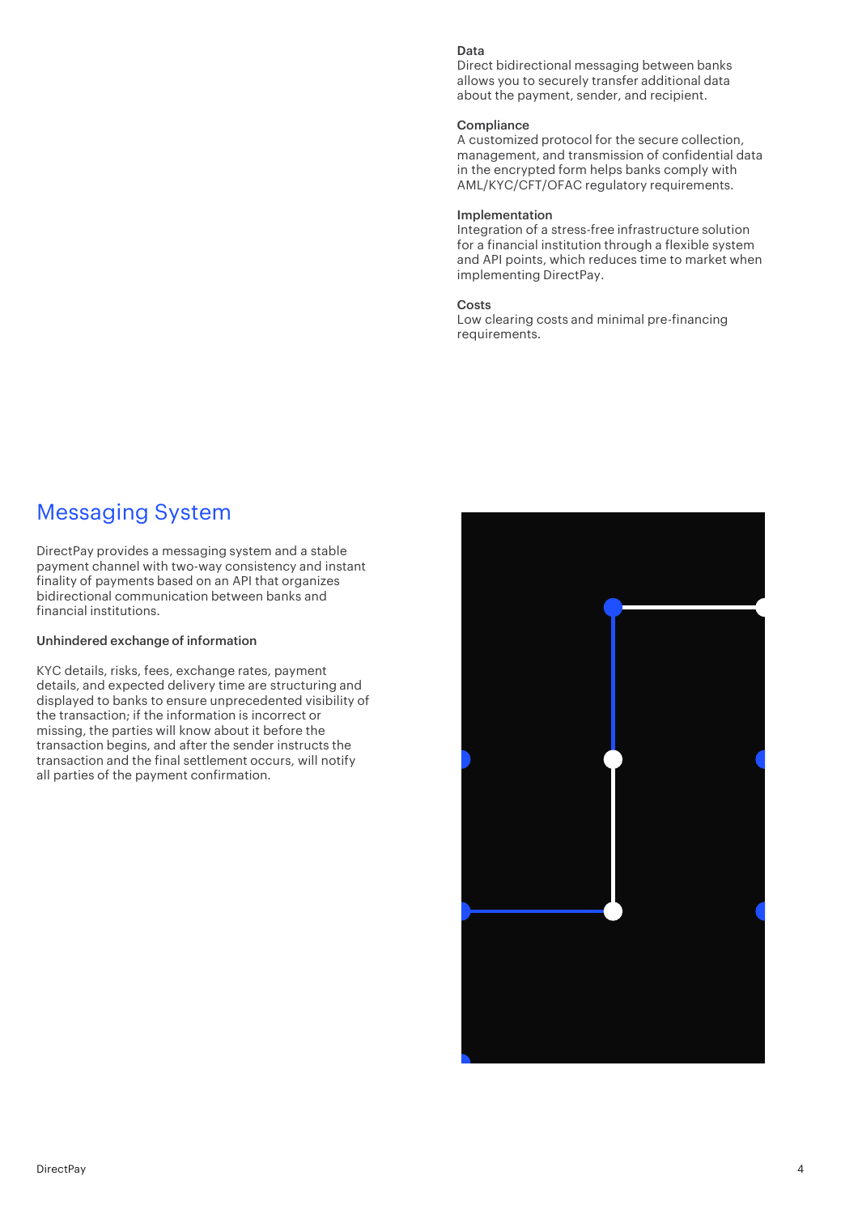**Data**
Direct bidirectional messaging between banks allows you to securely transfer additional data about the payment, sender, and recipient.

**Compliance**
A customized protocol for the secure collection, management, and transmission of confidential data in the encrypted form helps banks comply with AML/KYC/CFT/OFAC regulatory requirements.

**Implementation**
Integration of a stress-free infrastructure solution for a financial institution through a flexible system and API points, which reduces time to market when implementing DirectPay.

**Costs**
Low clearing costs and minimal pre-financing requirements.

## Messaging System

DirectPay provides a messaging system and a stable payment channel with two-way consistency and instant finality of payments based on an API that organizes bidirectional communication between banks and financial institutions.

**Unhindered exchange of information**

KYC details, risks, fees, exchange rates, payment details, and expected delivery time are structuring and displayed to banks to ensure unprecedented visibility of the transaction; if the information is incorrect or missing, the parties will know about it before the transaction begins, and after the sender instructs the transaction and the final settlement occurs, will notify all parties of the payment confirmation.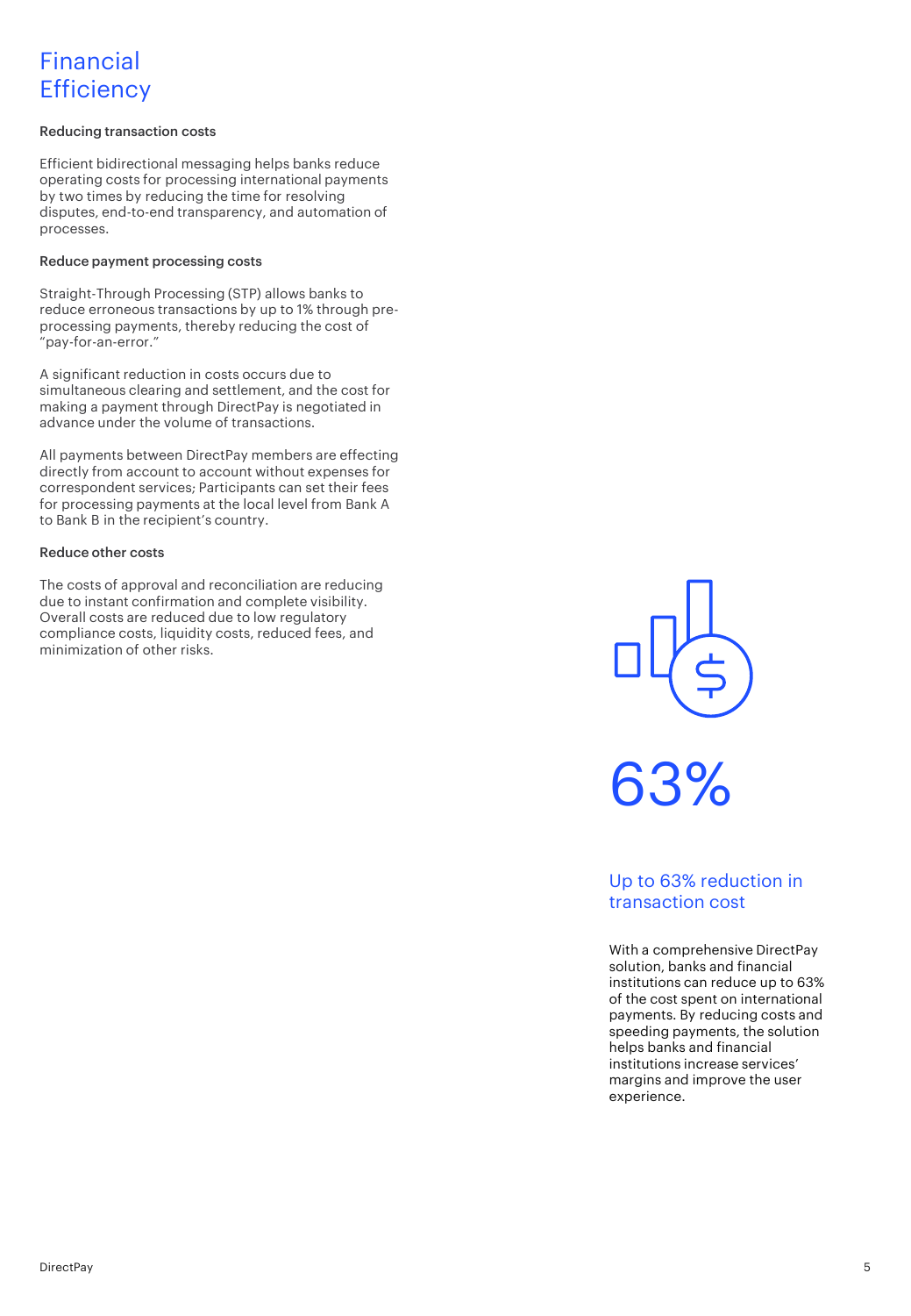# Financial Efficiency

### Reducing transaction costs

Efficient bidirectional messaging helps banks reduce operating costs for processing international payments by two times by reducing the time for resolving disputes, end-to-end transparency, and automation of processes.

### Reduce payment processing costs

Straight-Through Processing (STP) allows banks to reduce erroneous transactions by up to 1% through pre-processing payments, thereby reducing the cost of "pay-for-an-error."

A significant reduction in costs occurs due to simultaneous clearing and settlement, and the cost for making a payment through DirectPay is negotiated in advance under the volume of transactions.

All payments between DirectPay members are effecting directly from account to account without expenses for correspondent services; Participants can set their fees for processing payments at the local level from Bank A to Bank B in the recipient's country.

### Reduce other costs

The costs of approval and reconciliation are reducing due to instant confirmation and complete visibility. Overall costs are reduced due to low regulatory compliance costs, liquidity costs, reduced fees, and minimization of other risks.

## 63%

### Up to 63% reduction in transaction cost

With a comprehensive DirectPay solution, banks and financial institutions can reduce up to 63% of the cost spent on international payments. By reducing costs and speeding payments, the solution helps banks and financial institutions increase services' margins and improve the user experience.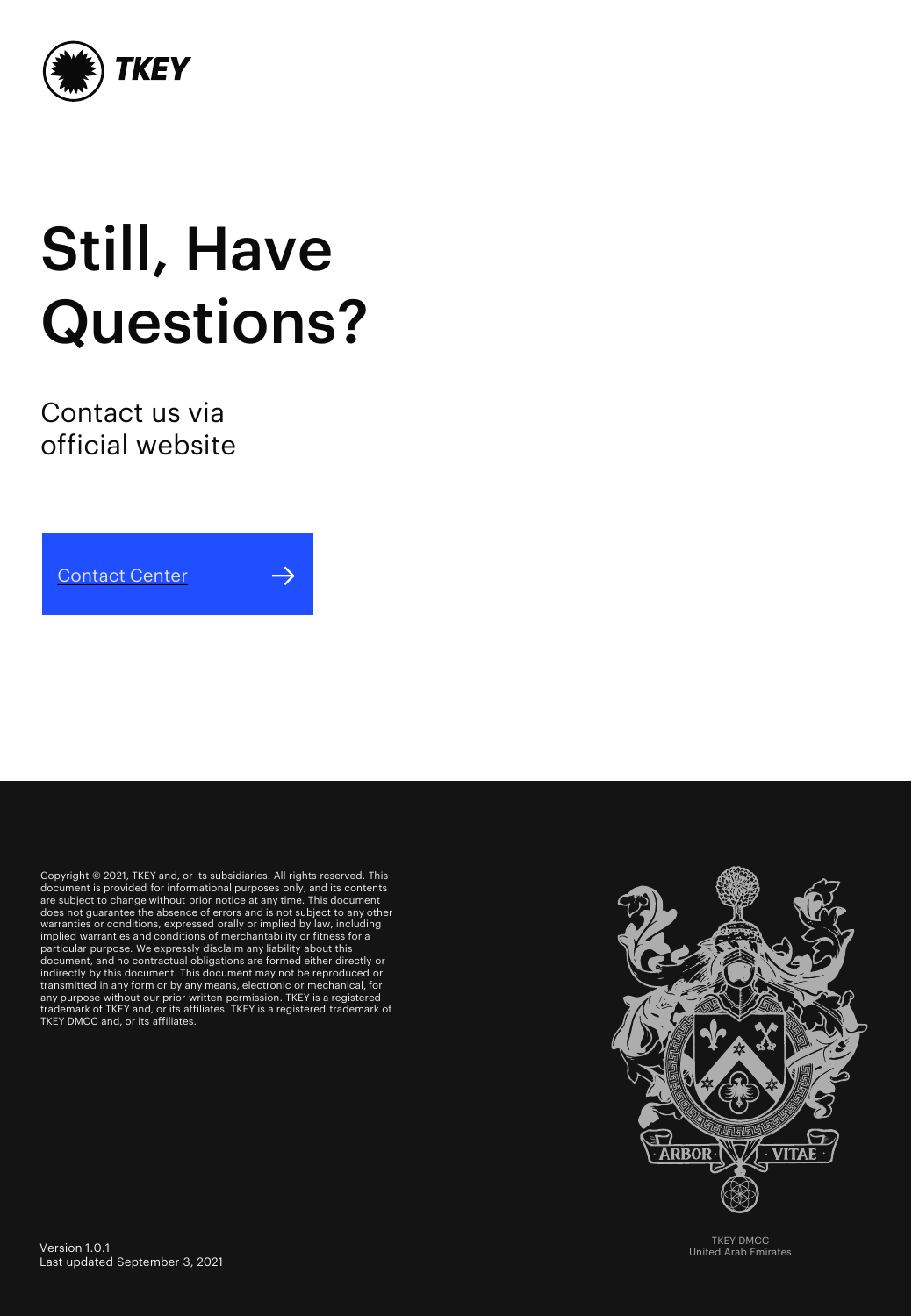TKEY

# Still, Have Questions?

Contact us via official website

[Contact Center →]

Copyright © 2021, TKEY and, or its subsidiaries. All rights reserved. This document is provided for informational purposes only, and its contents are subject to change without prior notice at any time. This document does not guarantee the absence of errors and is not subject to any other warranties or conditions, expressed orally or implied by law, including implied warranties and conditions of merchantability or fitness for a particular purpose. We expressly disclaim any liability about this document, and no contractual obligations are formed either directly or indirectly by this document. This document may not be reproduced or transmitted in any form or by any means, electronic or mechanical, for any purpose without our prior written permission. TKEY is a registered trademark of TKEY and, or its affiliates. TKEY is a registered trademark of TKEY DMCC and, or its affiliates.

ARBOR VITAE

TKEY DMCC
United Arab Emirates

Version 1.0.1
Last updated September 3, 2021